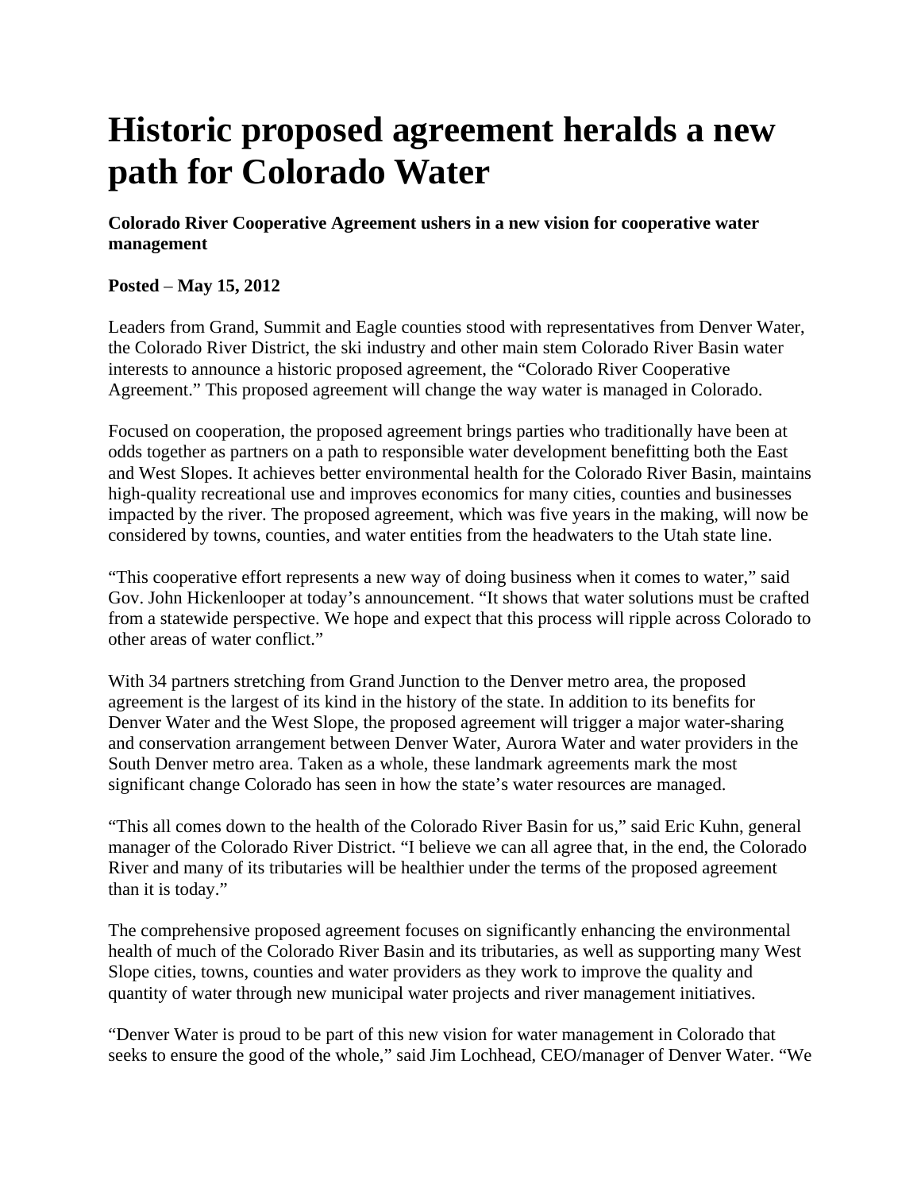# Historic proposed agreement heralds a new path for Colorado Water

**Colorado River Cooperative Agreement ushers in a new vision for cooperative water management**

**Posted – May 15, 2012**

Leaders from Grand, Summit and Eagle counties stood with representatives from Denver Water, the Colorado River District, the ski industry and other main stem Colorado River Basin water interests to announce a historic proposed agreement, the "Colorado River Cooperative Agreement." This proposed agreement will change the way water is managed in Colorado.

Focused on cooperation, the proposed agreement brings parties who traditionally have been at odds together as partners on a path to responsible water development benefitting both the East and West Slopes. It achieves better environmental health for the Colorado River Basin, maintains high-quality recreational use and improves economics for many cities, counties and businesses impacted by the river. The proposed agreement, which was five years in the making, will now be considered by towns, counties, and water entities from the headwaters to the Utah state line.

"This cooperative effort represents a new way of doing business when it comes to water," said Gov. John Hickenlooper at today's announcement. "It shows that water solutions must be crafted from a statewide perspective. We hope and expect that this process will ripple across Colorado to other areas of water conflict."

With 34 partners stretching from Grand Junction to the Denver metro area, the proposed agreement is the largest of its kind in the history of the state. In addition to its benefits for Denver Water and the West Slope, the proposed agreement will trigger a major water-sharing and conservation arrangement between Denver Water, Aurora Water and water providers in the South Denver metro area. Taken as a whole, these landmark agreements mark the most significant change Colorado has seen in how the state's water resources are managed.

"This all comes down to the health of the Colorado River Basin for us," said Eric Kuhn, general manager of the Colorado River District. "I believe we can all agree that, in the end, the Colorado River and many of its tributaries will be healthier under the terms of the proposed agreement than it is today."

The comprehensive proposed agreement focuses on significantly enhancing the environmental health of much of the Colorado River Basin and its tributaries, as well as supporting many West Slope cities, towns, counties and water providers as they work to improve the quality and quantity of water through new municipal water projects and river management initiatives.

"Denver Water is proud to be part of this new vision for water management in Colorado that seeks to ensure the good of the whole," said Jim Lochhead, CEO/manager of Denver Water. "We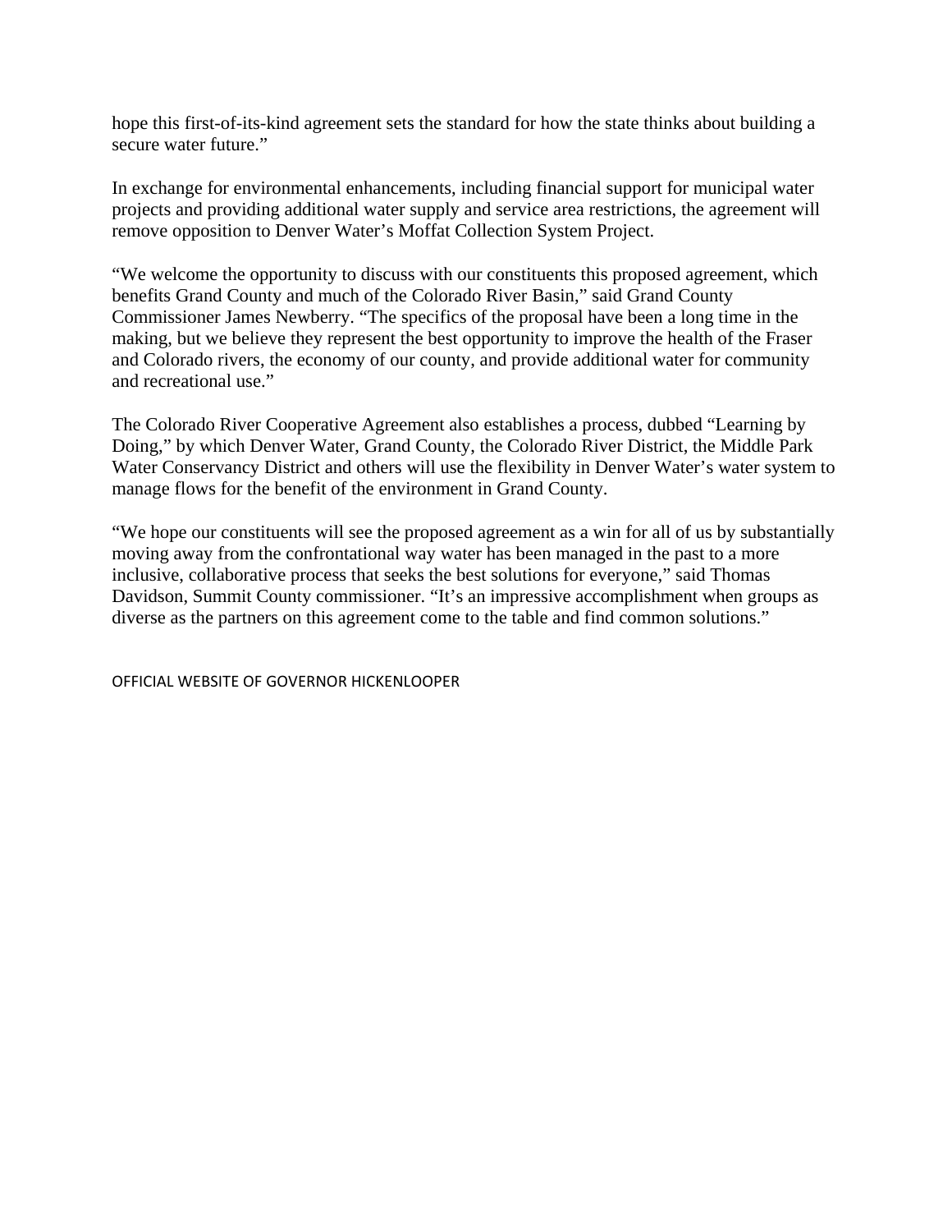hope this first-of-its-kind agreement sets the standard for how the state thinks about building a secure water future."

In exchange for environmental enhancements, including financial support for municipal water projects and providing additional water supply and service area restrictions, the agreement will remove opposition to Denver Water's Moffat Collection System Project.

"We welcome the opportunity to discuss with our constituents this proposed agreement, which benefits Grand County and much of the Colorado River Basin," said Grand County Commissioner James Newberry. "The specifics of the proposal have been a long time in the making, but we believe they represent the best opportunity to improve the health of the Fraser and Colorado rivers, the economy of our county, and provide additional water for community and recreational use."

The Colorado River Cooperative Agreement also establishes a process, dubbed "Learning by Doing," by which Denver Water, Grand County, the Colorado River District, the Middle Park Water Conservancy District and others will use the flexibility in Denver Water's water system to manage flows for the benefit of the environment in Grand County.

"We hope our constituents will see the proposed agreement as a win for all of us by substantially moving away from the confrontational way water has been managed in the past to a more inclusive, collaborative process that seeks the best solutions for everyone," said Thomas Davidson, Summit County commissioner. "It's an impressive accomplishment when groups as diverse as the partners on this agreement come to the table and find common solutions."

OFFICIAL WEBSITE OF GOVERNOR HICKENLOOPER